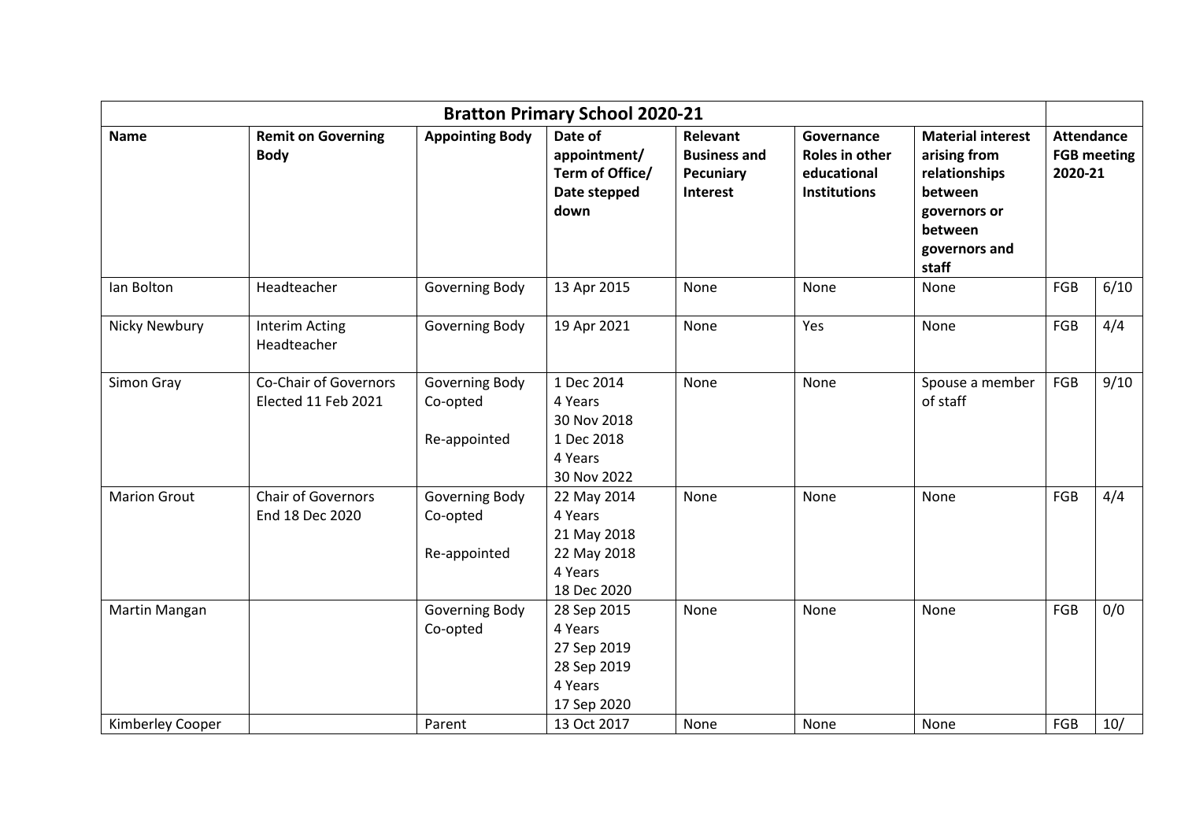| Bratton Primary School 2020-21 | | | | | | | | |
|---|---|---|---|---|---|---|---|---|
| **Name** | **Remit on Governing Body** | **Appointing Body** | **Date of appointment/ Term of Office/ Date stepped down** | **Relevant Business and Pecuniary Interest** | **Governance Roles in other educational Institutions** | **Material interest arising from relationships between governors or between governors and staff** | **Attendance FGB meeting 2020-21** | |
| Ian Bolton | Headteacher | Governing Body | 13 Apr 2015 | None | None | None | FGB | 6/10 |
| Nicky Newbury | Interim Acting Headteacher | Governing Body | 19 Apr 2021 | None | Yes | None | FGB | 4/4 |
| Simon Gray | Co-Chair of Governors Elected 11 Feb 2021 | Governing Body Co-opted<br><br>Re-appointed | 1 Dec 2014<br>4 Years<br>30 Nov 2018<br>1 Dec 2018<br>4 Years<br>30 Nov 2022 | None | None | Spouse a member of staff | FGB | 9/10 |
| Marion Grout | Chair of Governors End 18 Dec 2020 | Governing Body Co-opted<br><br>Re-appointed | 22 May 2014<br>4 Years<br>21 May 2018<br>22 May 2018<br>4 Years<br>18 Dec 2020 | None | None | None | FGB | 4/4 |
| Martin Mangan | | Governing Body Co-opted | 28 Sep 2015<br>4 Years<br>27 Sep 2019<br>28 Sep 2019<br>4 Years<br>17 Sep 2020 | None | None | None | FGB | 0/0 |
| Kimberley Cooper | | Parent | 13 Oct 2017 | None | None | None | FGB | 10/ |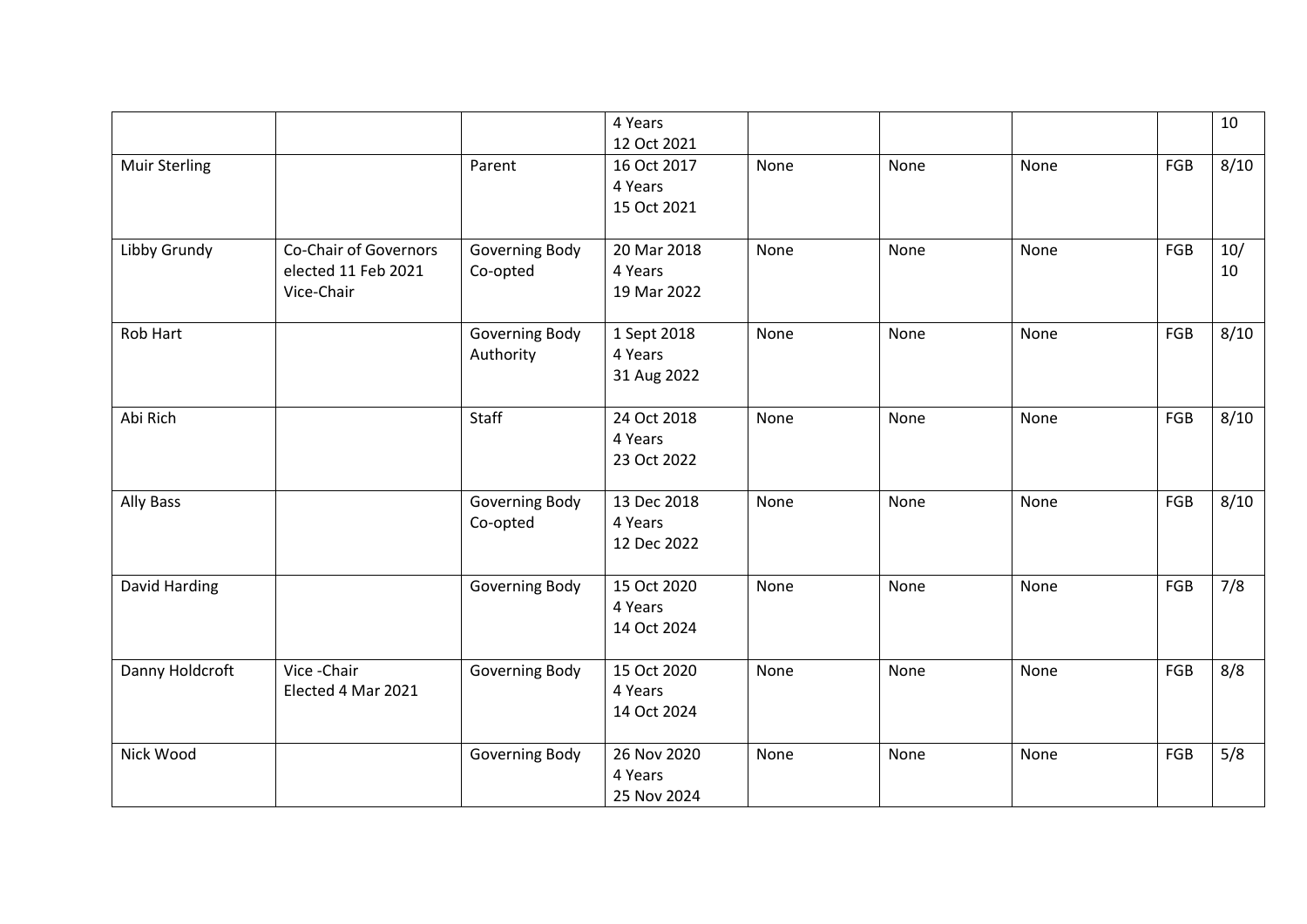| | | | | | | | | |
|---|---|---|---|---|---|---|---|---|
| | | | 4 Years<br>12 Oct 2021 | | | | | 10 |
| Muir Sterling | | Parent | 16 Oct 2017<br>4 Years<br>15 Oct 2021 | None | None | None | FGB | 8/10 |
| Libby Grundy | Co-Chair of Governors elected 11 Feb 2021<br>Vice-Chair | Governing Body Co-opted | 20 Mar 2018<br>4 Years<br>19 Mar 2022 | None | None | None | FGB | 10/10 |
| Rob Hart | | Governing Body Authority | 1 Sept 2018<br>4 Years<br>31 Aug 2022 | None | None | None | FGB | 8/10 |
| Abi Rich | | Staff | 24 Oct 2018<br>4 Years<br>23 Oct 2022 | None | None | None | FGB | 8/10 |
| Ally Bass | | Governing Body Co-opted | 13 Dec 2018<br>4 Years<br>12 Dec 2022 | None | None | None | FGB | 8/10 |
| David Harding | | Governing Body | 15 Oct 2020<br>4 Years<br>14 Oct 2024 | None | None | None | FGB | 7/8 |
| Danny Holdcroft | Vice -Chair<br>Elected 4 Mar 2021 | Governing Body | 15 Oct 2020<br>4 Years<br>14 Oct 2024 | None | None | None | FGB | 8/8 |
| Nick Wood | | Governing Body | 26 Nov 2020<br>4 Years<br>25 Nov 2024 | None | None | None | FGB | 5/8 |